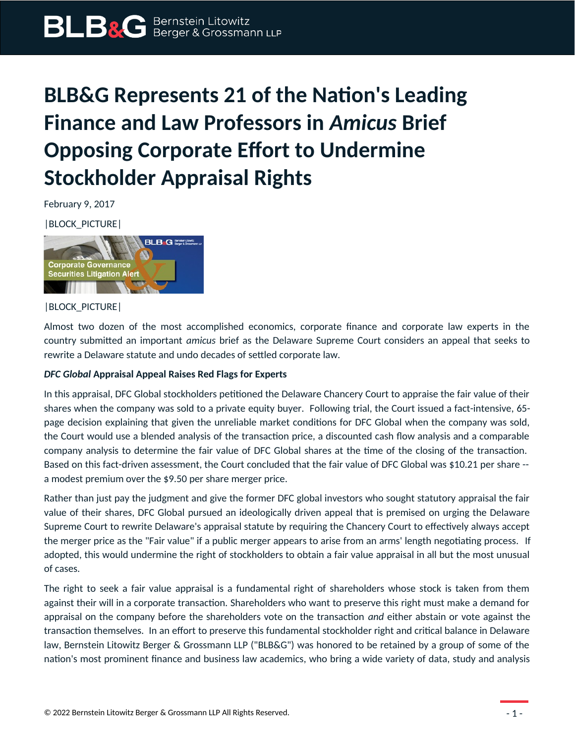# BLB&G Represents 21 of the Nation's Leading Finance and Law Professors in *Amicus* Brief Opposing Corporate Effort to Undermine Stockholder Appraisal Rights

February 9, 2017

|BLOCK_PICTURE|

|BLOCK_PICTURE|

Almost two dozen of the most accomplished economics, corporate finance and corporate law experts in the country submitted an important *amicus* brief as the Delaware Supreme Court considers an appeal that seeks to rewrite a Delaware statute and undo decades of settled corporate law.

**_DFC Global_ Appraisal Appeal Raises Red Flags for Experts**

In this appraisal, DFC Global stockholders petitioned the Delaware Chancery Court to appraise the fair value of their shares when the company was sold to a private equity buyer. Following trial, the Court issued a fact-intensive, 65-page decision explaining that given the unreliable market conditions for DFC Global when the company was sold, the Court would use a blended analysis of the transaction price, a discounted cash flow analysis and a comparable company analysis to determine the fair value of DFC Global shares at the time of the closing of the transaction. Based on this fact-driven assessment, the Court concluded that the fair value of DFC Global was $10.21 per share -- a modest premium over the $9.50 per share merger price.

Rather than just pay the judgment and give the former DFC global investors who sought statutory appraisal the fair value of their shares, DFC Global pursued an ideologically driven appeal that is premised on urging the Delaware Supreme Court to rewrite Delaware's appraisal statute by requiring the Chancery Court to effectively always accept the merger price as the "Fair value" if a public merger appears to arise from an arms' length negotiating process. If adopted, this would undermine the right of stockholders to obtain a fair value appraisal in all but the most unusual of cases.

The right to seek a fair value appraisal is a fundamental right of shareholders whose stock is taken from them against their will in a corporate transaction. Shareholders who want to preserve this right must make a demand for appraisal on the company before the shareholders vote on the transaction *and* either abstain or vote against the transaction themselves. In an effort to preserve this fundamental stockholder right and critical balance in Delaware law, Bernstein Litowitz Berger & Grossmann LLP ("BLB&G") was honored to be retained by a group of some of the nation's most prominent finance and business law academics, who bring a wide variety of data, study and analysis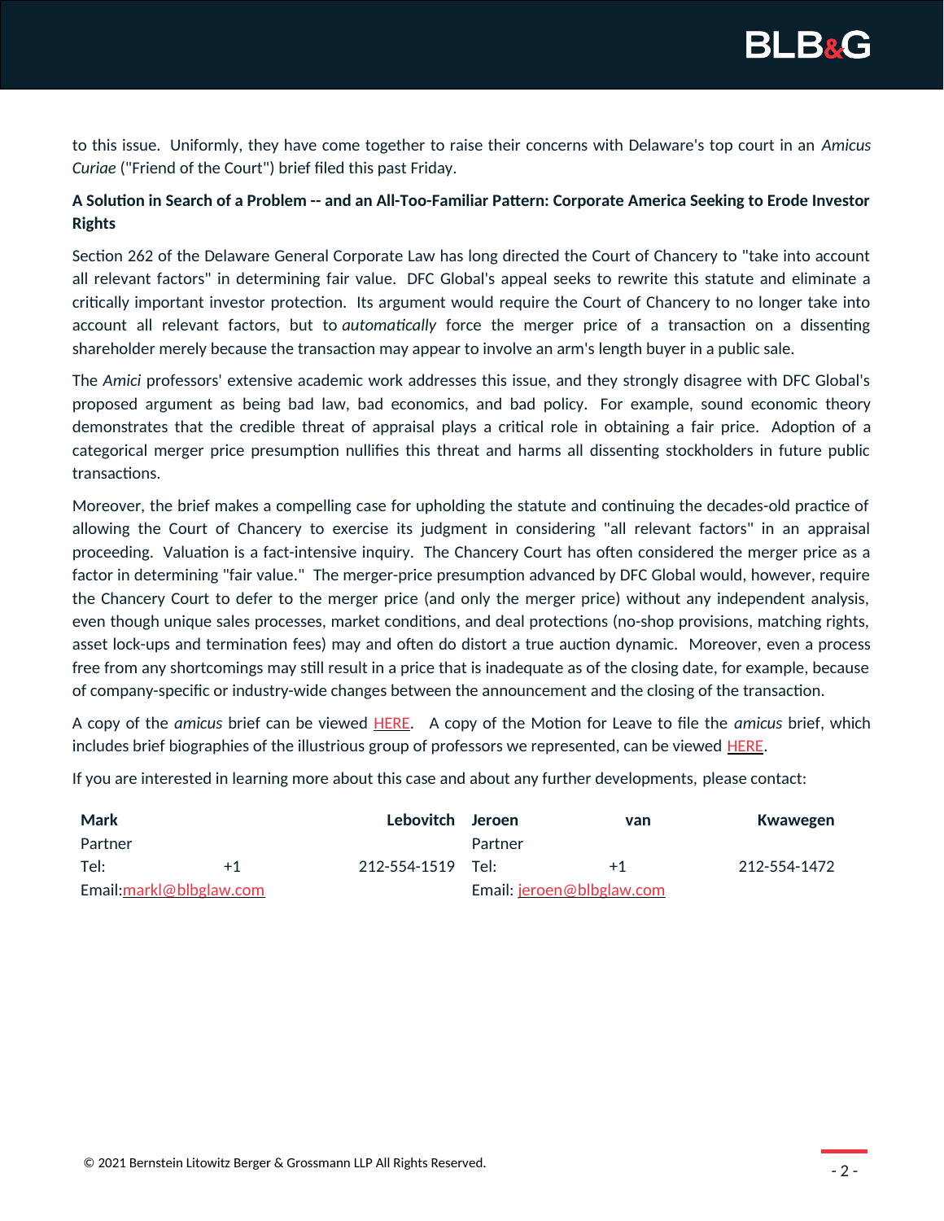to this issue. Uniformly, they have come together to raise their concerns with Delaware's top court in an *Amicus Curiae* ("Friend of the Court") brief filed this past Friday.

**A Solution in Search of a Problem -- and an All-Too-Familiar Pattern: Corporate America Seeking to Erode Investor Rights**

Section 262 of the Delaware General Corporate Law has long directed the Court of Chancery to "take into account all relevant factors" in determining fair value. DFC Global's appeal seeks to rewrite this statute and eliminate a critically important investor protection. Its argument would require the Court of Chancery to no longer take into account all relevant factors, but to *automatically* force the merger price of a transaction on a dissenting shareholder merely because the transaction may appear to involve an arm's length buyer in a public sale.

The *Amici* professors' extensive academic work addresses this issue, and they strongly disagree with DFC Global's proposed argument as being bad law, bad economics, and bad policy. For example, sound economic theory demonstrates that the credible threat of appraisal plays a critical role in obtaining a fair price. Adoption of a categorical merger price presumption nullifies this threat and harms all dissenting stockholders in future public transactions.

Moreover, the brief makes a compelling case for upholding the statute and continuing the decades-old practice of allowing the Court of Chancery to exercise its judgment in considering "all relevant factors" in an appraisal proceeding. Valuation is a fact-intensive inquiry. The Chancery Court has often considered the merger price as a factor in determining "fair value." The merger-price presumption advanced by DFC Global would, however, require the Chancery Court to defer to the merger price (and only the merger price) without any independent analysis, even though unique sales processes, market conditions, and deal protections (no-shop provisions, matching rights, asset lock-ups and termination fees) may and often do distort a true auction dynamic. Moreover, even a process free from any shortcomings may still result in a price that is inadequate as of the closing date, for example, because of company-specific or industry-wide changes between the announcement and the closing of the transaction.

A copy of the *amicus* brief can be viewed HERE. A copy of the Motion for Leave to file the *amicus* brief, which includes brief biographies of the illustrious group of professors we represented, can be viewed HERE.

If you are interested in learning more about this case and about any further developments, please contact:

**Mark Lebovitch**
Partner
Tel: +1 212-554-1519
Email: markl@blbglaw.com

**Jeroen van Kwawegen**
Partner
Tel: +1 212-554-1472
Email: jeroen@blbglaw.com

© 2021 Bernstein Litowitz Berger & Grossmann LLP All Rights Reserved.